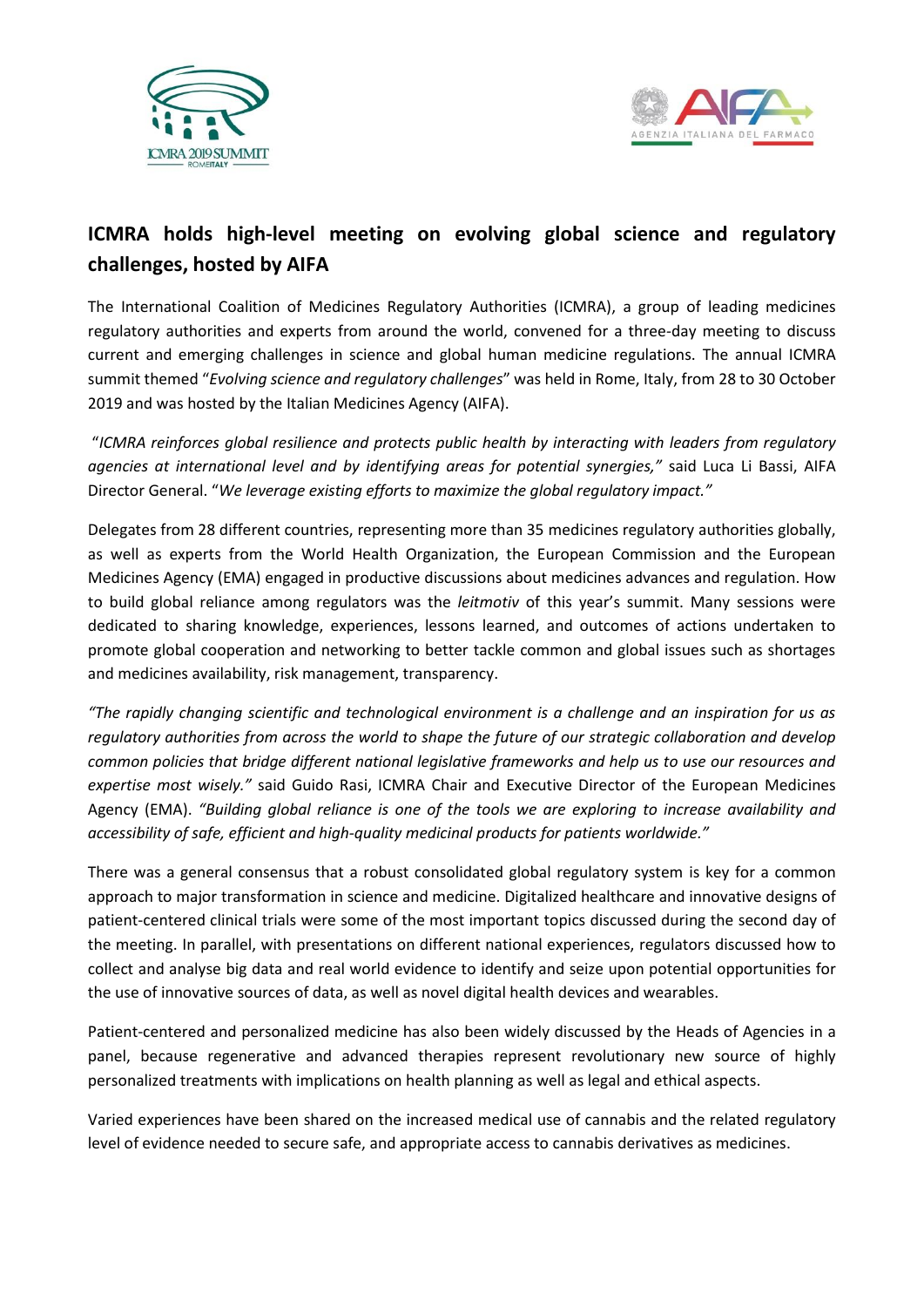# ICMRA holds high-level meeting on evolving global science and regulatory challenges, hosted by AIFA

The International Coalition of Medicines Regulatory Authorities (ICMRA), a group of leading medicines regulatory authorities and experts from around the world, convened for a three-day meeting to discuss current and emerging challenges in science and global human medicine regulations. The annual ICMRA summit themed "*Evolving science and regulatory challenges*" was held in Rome, Italy, from 28 to 30 October 2019 and was hosted by the Italian Medicines Agency (AIFA).

"*ICMRA reinforces global resilience and protects public health by interacting with leaders from regulatory agencies at international level and by identifying areas for potential synergies,*" said Luca Li Bassi, AIFA Director General. "*We leverage existing efforts to maximize the global regulatory impact.*"

Delegates from 28 different countries, representing more than 35 medicines regulatory authorities globally, as well as experts from the World Health Organization, the European Commission and the European Medicines Agency (EMA) engaged in productive discussions about medicines advances and regulation. How to build global reliance among regulators was the *leitmotiv* of this year's summit. Many sessions were dedicated to sharing knowledge, experiences, lessons learned, and outcomes of actions undertaken to promote global cooperation and networking to better tackle common and global issues such as shortages and medicines availability, risk management, transparency.

*"The rapidly changing scientific and technological environment is a challenge and an inspiration for us as regulatory authorities from across the world to shape the future of our strategic collaboration and develop common policies that bridge different national legislative frameworks and help us to use our resources and expertise most wisely."* said Guido Rasi, ICMRA Chair and Executive Director of the European Medicines Agency (EMA). *"Building global reliance is one of the tools we are exploring to increase availability and accessibility of safe, efficient and high-quality medicinal products for patients worldwide."*

There was a general consensus that a robust consolidated global regulatory system is key for a common approach to major transformation in science and medicine. Digitalized healthcare and innovative designs of patient-centered clinical trials were some of the most important topics discussed during the second day of the meeting. In parallel, with presentations on different national experiences, regulators discussed how to collect and analyse big data and real world evidence to identify and seize upon potential opportunities for the use of innovative sources of data, as well as novel digital health devices and wearables.

Patient-centered and personalized medicine has also been widely discussed by the Heads of Agencies in a panel, because regenerative and advanced therapies represent revolutionary new source of highly personalized treatments with implications on health planning as well as legal and ethical aspects.

Varied experiences have been shared on the increased medical use of cannabis and the related regulatory level of evidence needed to secure safe, and appropriate access to cannabis derivatives as medicines.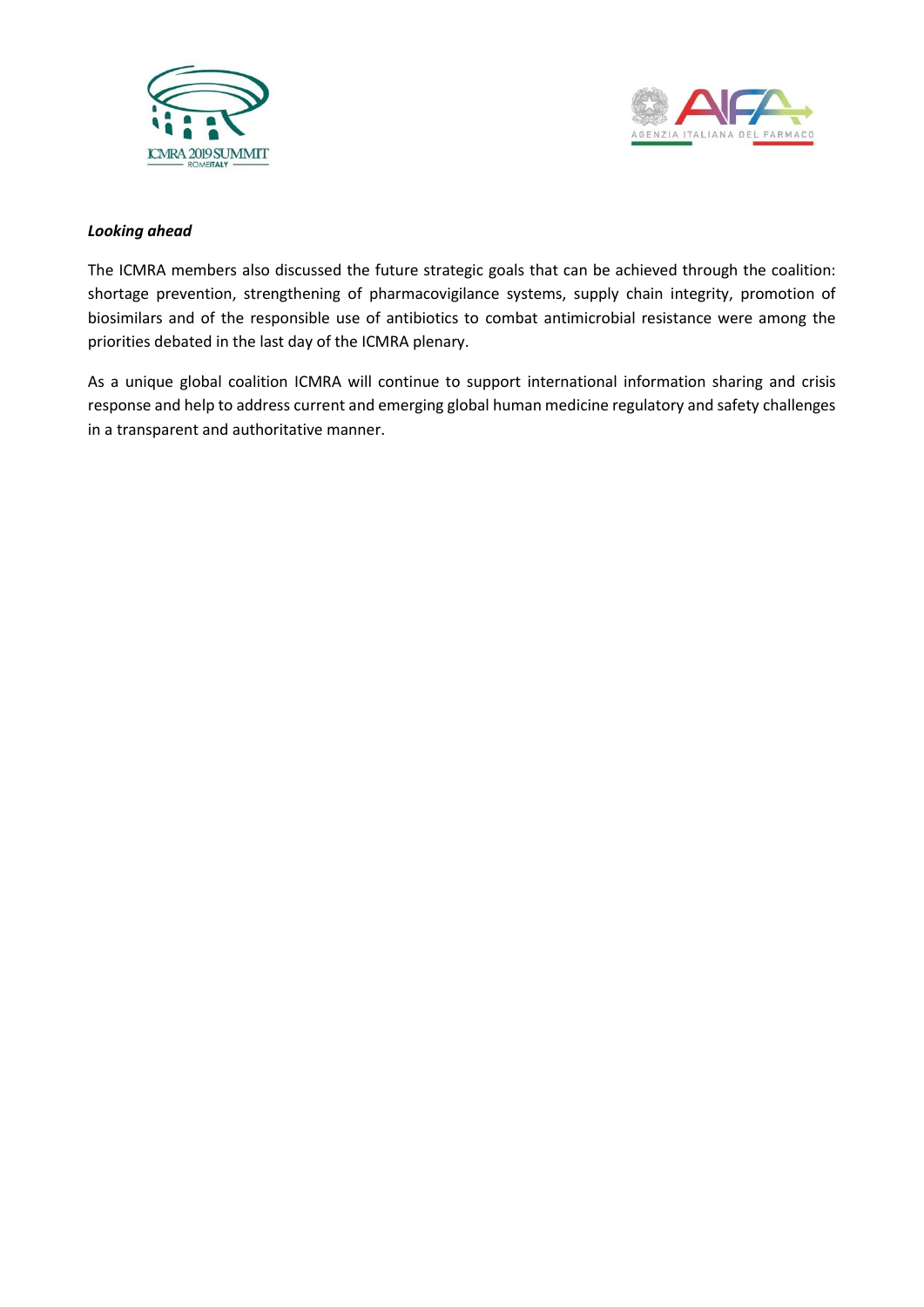***Looking ahead***

The ICMRA members also discussed the future strategic goals that can be achieved through the coalition: shortage prevention, strengthening of pharmacovigilance systems, supply chain integrity, promotion of biosimilars and of the responsible use of antibiotics to combat antimicrobial resistance were among the priorities debated in the last day of the ICMRA plenary.

As a unique global coalition ICMRA will continue to support international information sharing and crisis response and help to address current and emerging global human medicine regulatory and safety challenges in a transparent and authoritative manner.